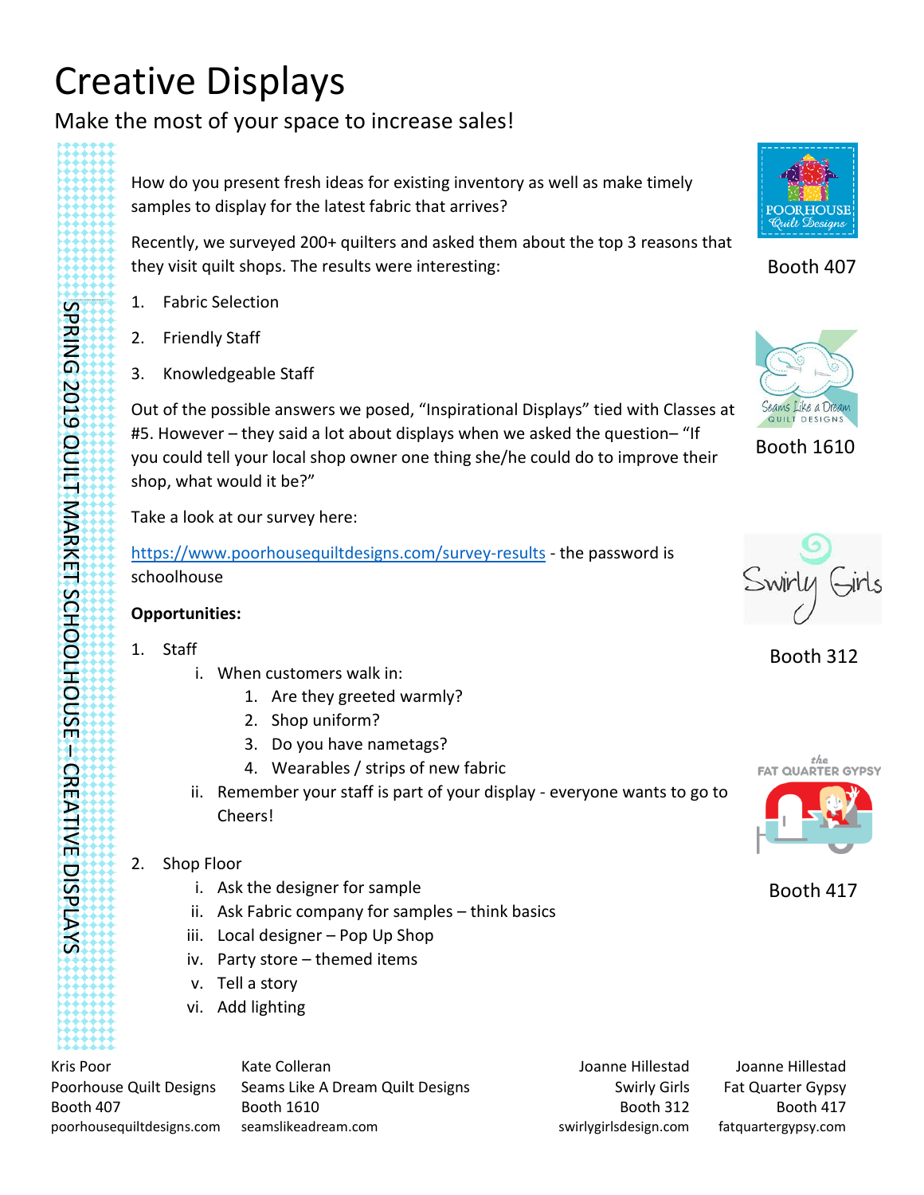# Creative Displays

Make the most of your space to increase sales!

SPRING 2019 QUILT MARKET SCHOOLHOUSE – CREATIVE DISPLAYS

How do you present fresh ideas for existing inventory as well as make timely samples to display for the latest fabric that arrives?

Recently, we surveyed 200+ quilters and asked them about the top 3 reasons that they visit quilt shops. The results were interesting:

1. Fabric Selection
2. Friendly Staff
3. Knowledgeable Staff

Out of the possible answers we posed, "Inspirational Displays" tied with Classes at #5. However – they said a lot about displays when we asked the question– "If you could tell your local shop owner one thing she/he could do to improve their shop, what would it be?"

Take a look at our survey here:

https://www.poorhousequiltdesigns.com/survey-results - the password is schoolhouse

**Opportunities:**

1. Staff
   i. When customers walk in:
      1. Are they greeted warmly?
      2. Shop uniform?
      3. Do you have nametags?
      4. Wearables / strips of new fabric
   ii. Remember your staff is part of your display - everyone wants to go to Cheers!

2. Shop Floor
   i. Ask the designer for sample
   ii. Ask Fabric company for samples – think basics
   iii. Local designer – Pop Up Shop
   iv. Party store – themed items
   v. Tell a story
   vi. Add lighting

POORHOUSE Quilt Designs – Booth 407

Seams Like a Dream QUILT DESIGNS – Booth 1610

Swirly Girls – Booth 312

the FAT QUARTER GYPSY – Booth 417

Kris Poor
Poorhouse Quilt Designs
Booth 407
poorhousequiltdesigns.com

Kate Colleran
Seams Like A Dream Quilt Designs
Booth 1610
seamslikeadream.com

Joanne Hillestad
Swirly Girls
Booth 312
swirlygirlsdesign.com

Joanne Hillestad
Fat Quarter Gypsy
Booth 417
fatquartergypsy.com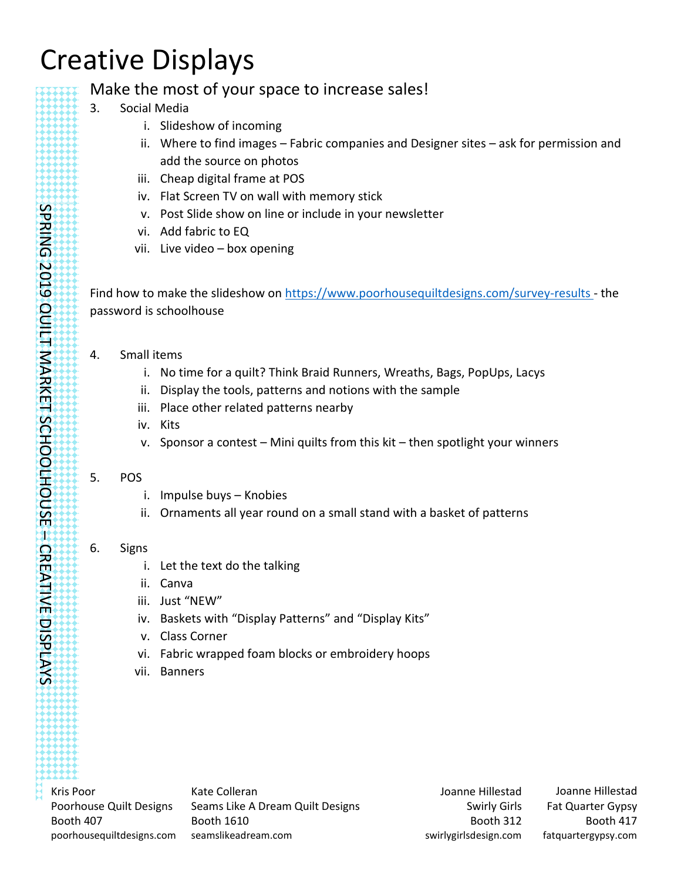# Creative Displays

## Make the most of your space to increase sales!

3. Social Media
    i. Slideshow of incoming
    ii. Where to find images – Fabric companies and Designer sites – ask for permission and add the source on photos
    iii. Cheap digital frame at POS
    iv. Flat Screen TV on wall with memory stick
    v. Post Slide show on line or include in your newsletter
    vi. Add fabric to EQ
    vii. Live video – box opening

Find how to make the slideshow on https://www.poorhousequiltdesigns.com/survey-results - the password is schoolhouse

4. Small items
    i. No time for a quilt? Think Braid Runners, Wreaths, Bags, PopUps, Lacys
    ii. Display the tools, patterns and notions with the sample
    iii. Place other related patterns nearby
    iv. Kits
    v. Sponsor a contest – Mini quilts from this kit – then spotlight your winners

5. POS
    i. Impulse buys – Knobies
    ii. Ornaments all year round on a small stand with a basket of patterns

6. Signs
    i. Let the text do the talking
    ii. Canva
    iii. Just "NEW"
    iv. Baskets with "Display Patterns" and "Display Kits"
    v. Class Corner
    vi. Fabric wrapped foam blocks or embroidery hoops
    vii. Banners

Kris Poor
Poorhouse Quilt Designs
Booth 407
poorhousequiltdesigns.com

Kate Colleran
Seams Like A Dream Quilt Designs
Booth 1610
seamslikeadream.com

Joanne Hillestad
Swirly Girls
Booth 312
swirlygirlsdesign.com

Joanne Hillestad
Fat Quarter Gypsy
Booth 417
fatquartergypsy.com